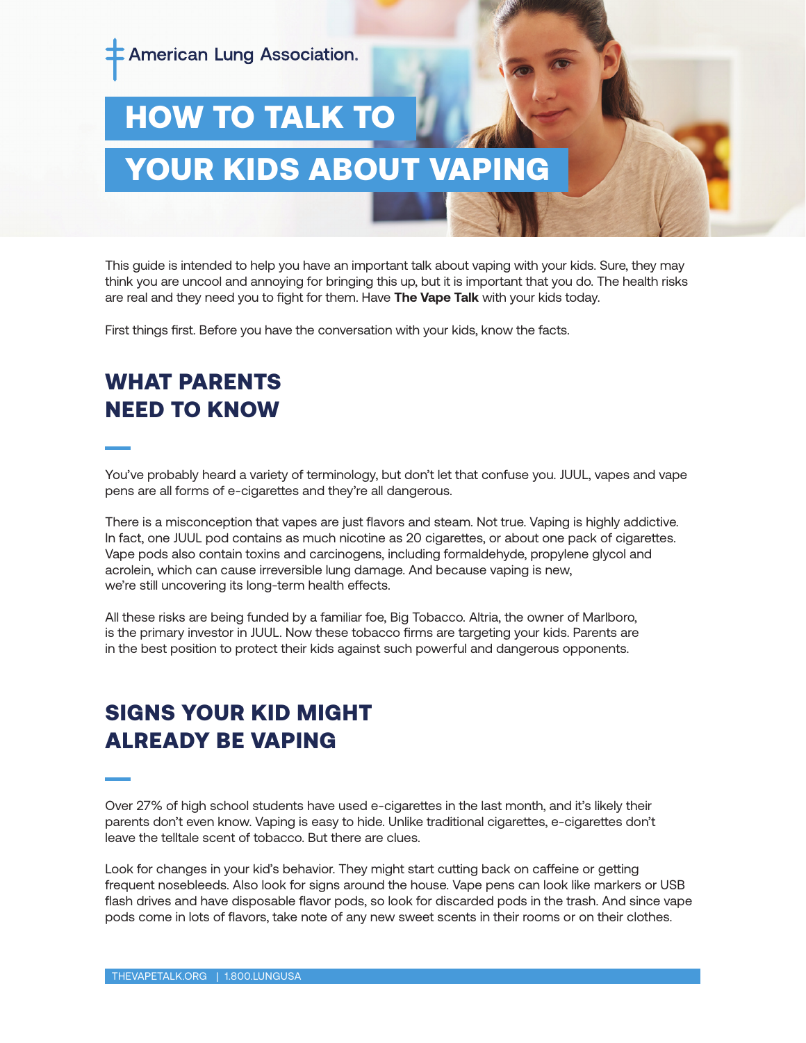American Lung Association.

# HOW TO TALK TO YOUR KIDS ABOUT VAPING

This guide is intended to help you have an important talk about vaping with your kids. Sure, they may think you are uncool and annoying for bringing this up, but it is important that you do. The health risks are real and they need you to fight for them. Have **The Vape Talk** with your kids today.

First things first. Before you have the conversation with your kids, know the facts.

## WHAT PARENTS NEED TO KNOW

You've probably heard a variety of terminology, but don't let that confuse you. JUUL, vapes and vape pens are all forms of e-cigarettes and they're all dangerous.

There is a misconception that vapes are just flavors and steam. Not true. Vaping is highly addictive. In fact, one JUUL pod contains as much nicotine as 20 cigarettes, or about one pack of cigarettes. Vape pods also contain toxins and carcinogens, including formaldehyde, propylene glycol and acrolein, which can cause irreversible lung damage. And because vaping is new, we're still uncovering its long-term health effects.

All these risks are being funded by a familiar foe, Big Tobacco. Altria, the owner of Marlboro, is the primary investor in JUUL. Now these tobacco firms are targeting your kids. Parents are in the best position to protect their kids against such powerful and dangerous opponents.

## SIGNS YOUR KID MIGHT ALREADY BE VAPING

Over 27% of high school students have used e-cigarettes in the last month, and it's likely their parents don't even know. Vaping is easy to hide. Unlike traditional cigarettes, e-cigarettes don't leave the telltale scent of tobacco. But there are clues.

Look for changes in your kid's behavior. They might start cutting back on caffeine or getting frequent nosebleeds. Also look for signs around the house. Vape pens can look like markers or USB flash drives and have disposable flavor pods, so look for discarded pods in the trash. And since vape pods come in lots of flavors, take note of any new sweet scents in their rooms or on their clothes.

THEVAPETALK.ORG | 1.800.LUNGUSA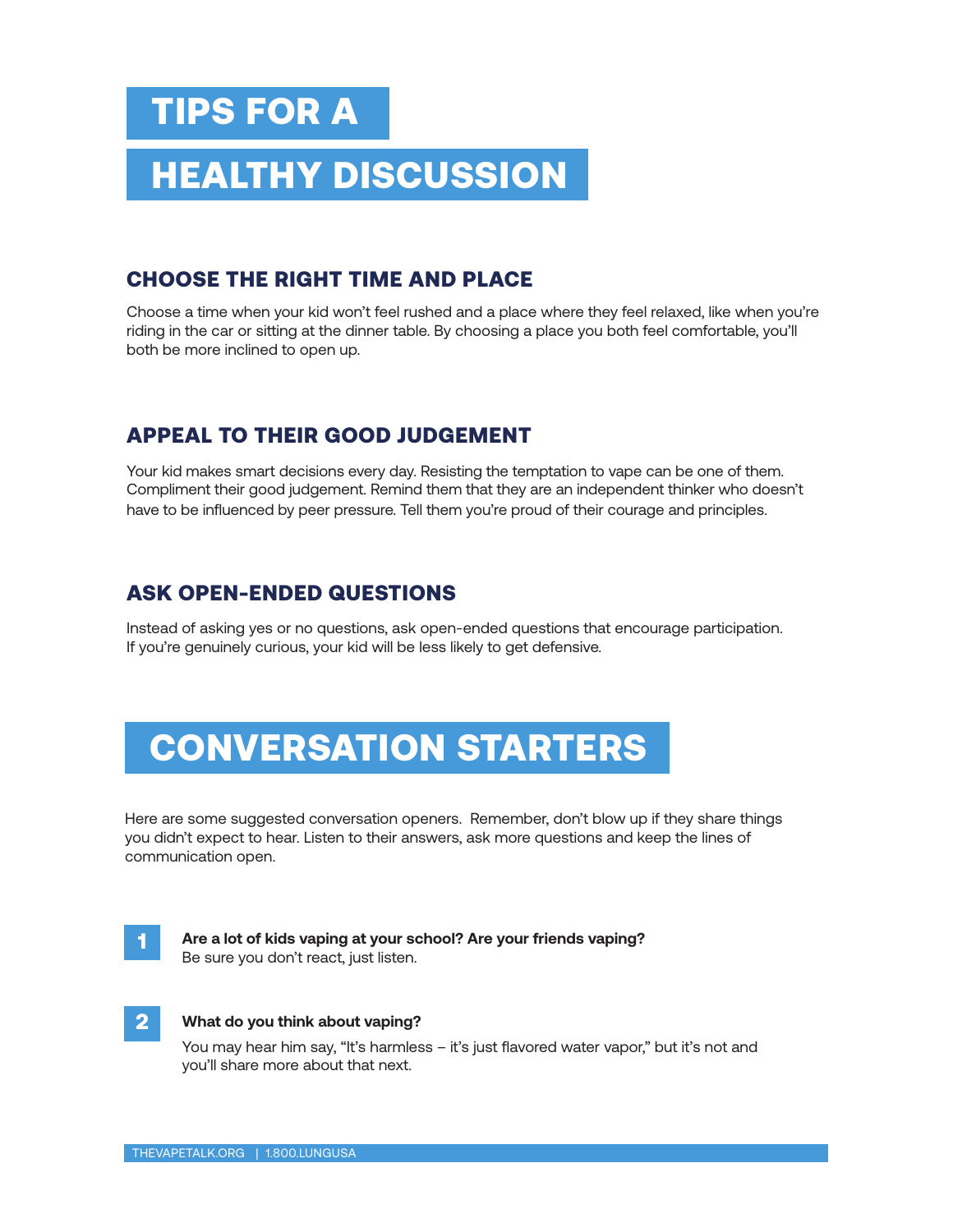# TIPS FOR A HEALTHY DISCUSSION

### CHOOSE THE RIGHT TIME AND PLACE

Choose a time when your kid won't feel rushed and a place where they feel relaxed, like when you're riding in the car or sitting at the dinner table. By choosing a place you both feel comfortable, you'll both be more inclined to open up.

### APPEAL TO THEIR GOOD JUDGEMENT

Your kid makes smart decisions every day. Resisting the temptation to vape can be one of them. Compliment their good judgement. Remind them that they are an independent thinker who doesn't have to be influenced by peer pressure. Tell them you're proud of their courage and principles.

### ASK OPEN-ENDED QUESTIONS

Instead of asking yes or no questions, ask open-ended questions that encourage participation. If you're genuinely curious, your kid will be less likely to get defensive.

# CONVERSATION STARTERS

Here are some suggested conversation openers. Remember, don't blow up if they share things you didn't expect to hear. Listen to their answers, ask more questions and keep the lines of communication open.

1. **Are a lot of kids vaping at your school? Are your friends vaping?**
   Be sure you don't react, just listen.

2. **What do you think about vaping?**
   You may hear him say, "It's harmless – it's just flavored water vapor," but it's not and you'll share more about that next.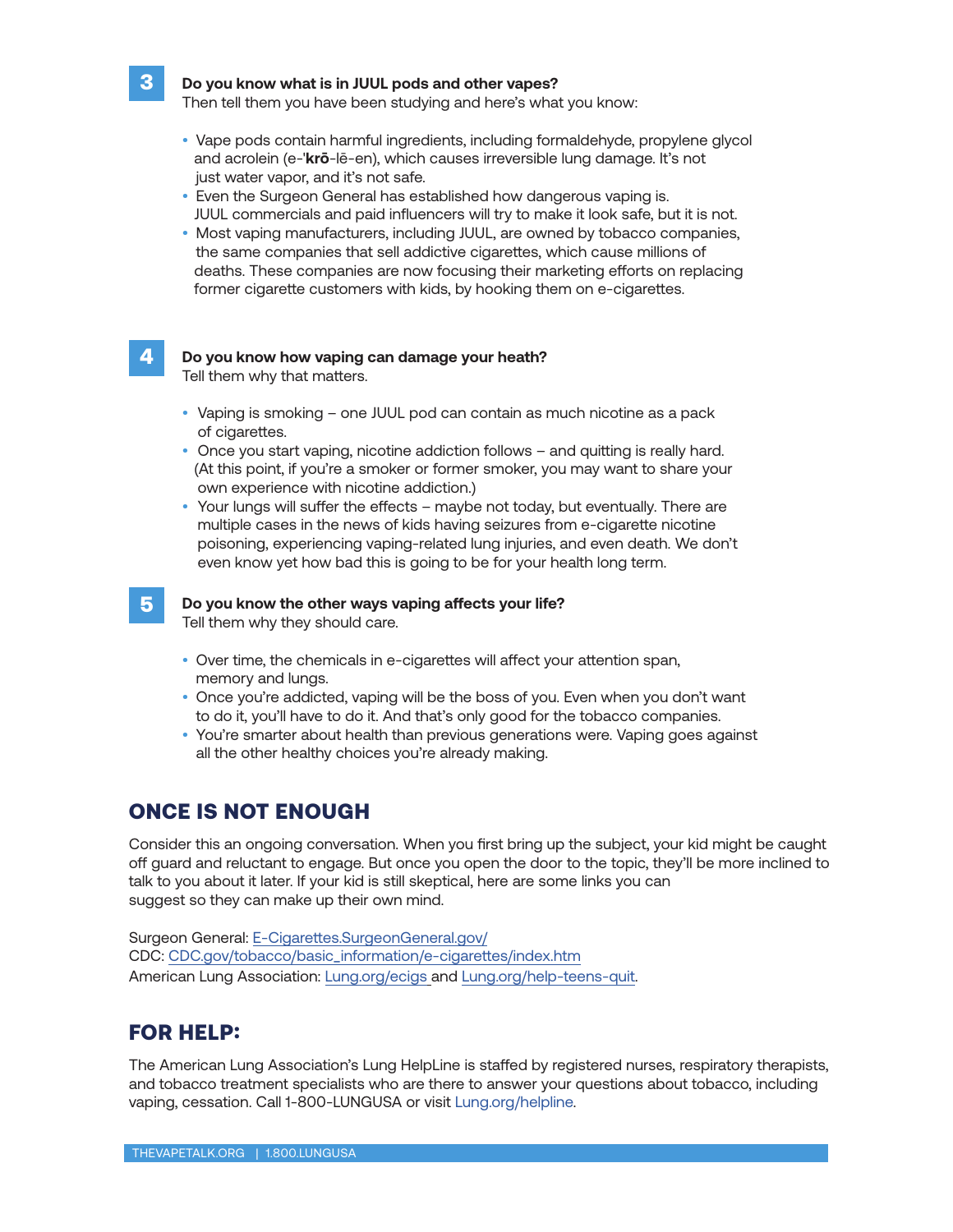**3** **Do you know what is in JUUL pods and other vapes?**
Then tell them you have been studying and here's what you know:

- Vape pods contain harmful ingredients, including formaldehyde, propylene glycol and acrolein (e-'**krō**-lē-en), which causes irreversible lung damage. It's not just water vapor, and it's not safe.
- Even the Surgeon General has established how dangerous vaping is. JUUL commercials and paid influencers will try to make it look safe, but it is not.
- Most vaping manufacturers, including JUUL, are owned by tobacco companies, the same companies that sell addictive cigarettes, which cause millions of deaths. These companies are now focusing their marketing efforts on replacing former cigarette customers with kids, by hooking them on e-cigarettes.

**4** **Do you know how vaping can damage your heath?**
Tell them why that matters.

- Vaping is smoking – one JUUL pod can contain as much nicotine as a pack of cigarettes.
- Once you start vaping, nicotine addiction follows – and quitting is really hard. (At this point, if you're a smoker or former smoker, you may want to share your own experience with nicotine addiction.)
- Your lungs will suffer the effects – maybe not today, but eventually. There are multiple cases in the news of kids having seizures from e-cigarette nicotine poisoning, experiencing vaping-related lung injuries, and even death. We don't even know yet how bad this is going to be for your health long term.

**5** **Do you know the other ways vaping affects your life?**
Tell them why they should care.

- Over time, the chemicals in e-cigarettes will affect your attention span, memory and lungs.
- Once you're addicted, vaping will be the boss of you. Even when you don't want to do it, you'll have to do it. And that's only good for the tobacco companies.
- You're smarter about health than previous generations were. Vaping goes against all the other healthy choices you're already making.

## ONCE IS NOT ENOUGH

Consider this an ongoing conversation. When you first bring up the subject, your kid might be caught off guard and reluctant to engage. But once you open the door to the topic, they'll be more inclined to talk to you about it later. If your kid is still skeptical, here are some links you can suggest so they can make up their own mind.

Surgeon General: E-Cigarettes.SurgeonGeneral.gov/
CDC: CDC.gov/tobacco/basic_information/e-cigarettes/index.htm
American Lung Association: Lung.org/ecigs and Lung.org/help-teens-quit.

## FOR HELP:

The American Lung Association's Lung HelpLine is staffed by registered nurses, respiratory therapists, and tobacco treatment specialists who are there to answer your questions about tobacco, including vaping, cessation. Call 1-800-LUNGUSA or visit Lung.org/helpline.